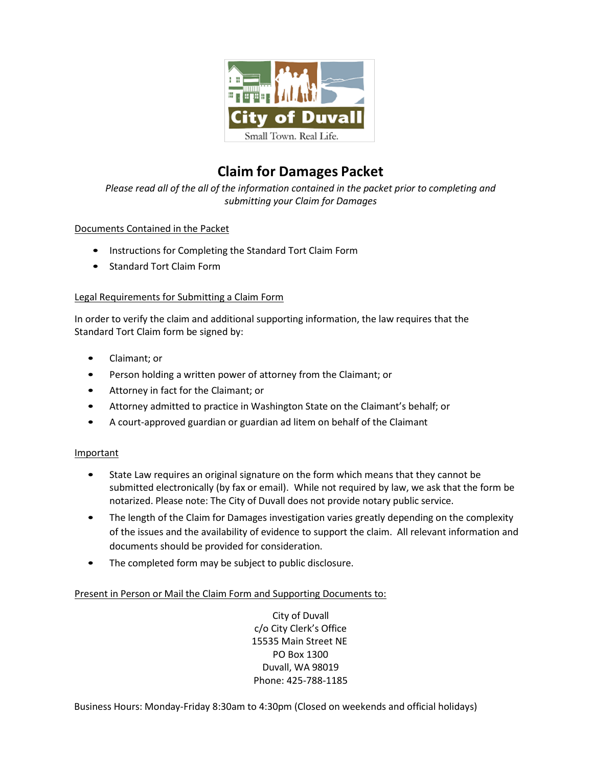City of Duvall

Small Town. Real Life.

# Claim for Damages Packet

*Please read all of the all of the information contained in the packet prior to completing and submitting your Claim for Damages*

Documents Contained in the Packet

- Instructions for Completing the Standard Tort Claim Form
- Standard Tort Claim Form

Legal Requirements for Submitting a Claim Form

In order to verify the claim and additional supporting information, the law requires that the Standard Tort Claim form be signed by:

- Claimant; or
- Person holding a written power of attorney from the Claimant; or
- Attorney in fact for the Claimant; or
- Attorney admitted to practice in Washington State on the Claimant's behalf; or
- A court-approved guardian or guardian ad litem on behalf of the Claimant

Important

- State Law requires an original signature on the form which means that they cannot be submitted electronically (by fax or email). While not required by law, we ask that the form be notarized. Please note: The City of Duvall does not provide notary public service.
- The length of the Claim for Damages investigation varies greatly depending on the complexity of the issues and the availability of evidence to support the claim. All relevant information and documents should be provided for consideration.
- The completed form may be subject to public disclosure.

Present in Person or Mail the Claim Form and Supporting Documents to:

City of Duvall
c/o City Clerk's Office
15535 Main Street NE
PO Box 1300
Duvall, WA 98019
Phone: 425-788-1185

Business Hours: Monday-Friday 8:30am to 4:30pm (Closed on weekends and official holidays)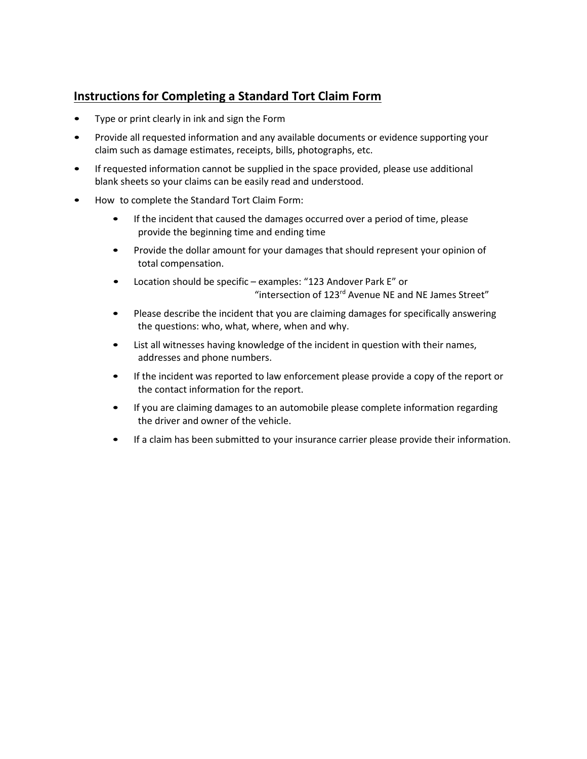## Instructions for Completing a Standard Tort Claim Form

- Type or print clearly in ink and sign the Form
- Provide all requested information and any available documents or evidence supporting your claim such as damage estimates, receipts, bills, photographs, etc.
- If requested information cannot be supplied in the space provided, please use additional blank sheets so your claims can be easily read and understood.
- How to complete the Standard Tort Claim Form:
  - If the incident that caused the damages occurred over a period of time, please provide the beginning time and ending time
  - Provide the dollar amount for your damages that should represent your opinion of total compensation.
  - Location should be specific – examples: "123 Andover Park E" or "intersection of 123rd Avenue NE and NE James Street"
  - Please describe the incident that you are claiming damages for specifically answering the questions: who, what, where, when and why.
  - List all witnesses having knowledge of the incident in question with their names, addresses and phone numbers.
  - If the incident was reported to law enforcement please provide a copy of the report or the contact information for the report.
  - If you are claiming damages to an automobile please complete information regarding the driver and owner of the vehicle.
  - If a claim has been submitted to your insurance carrier please provide their information.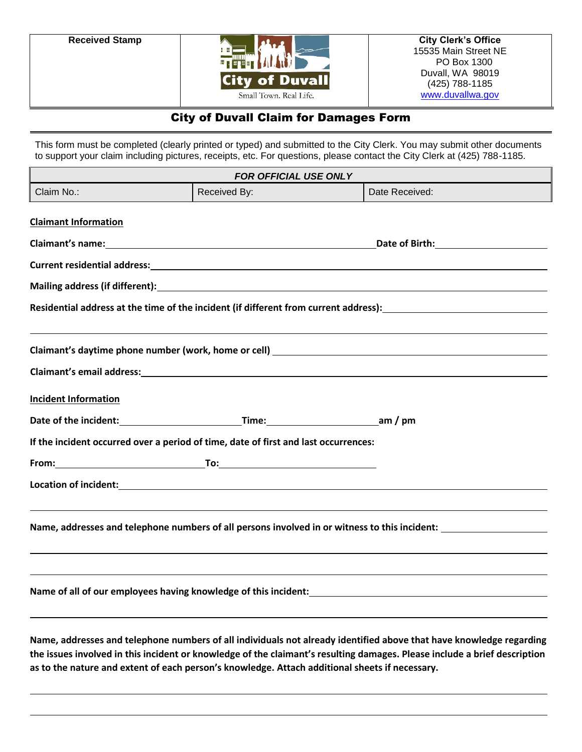| Received Stamp | City of Duvall<br>Small Town. Real Life. | **City Clerk's Office**<br>15535 Main Street NE<br>PO Box 1300<br>Duvall, WA 98019<br>(425) 788-1185<br>www.duvallwa.gov |
|---|---|---|

# City of Duvall Claim for Damages Form

This form must be completed (clearly printed or typed) and submitted to the City Clerk. You may submit other documents to support your claim including pictures, receipts, etc. For questions, please contact the City Clerk at (425) 788-1185.

| *FOR OFFICIAL USE ONLY* | | |
|---|---|---|
| Claim No.: | Received By: | Date Received: |

**Claimant Information**

**Claimant's name:** ______________________________ **Date of Birth:** ______________

**Current residential address:** ______________________________

**Mailing address (if different):** ______________________________

**Residential address at the time of the incident (if different from current address):** ______________________________

______________________________

**Claimant's daytime phone number (work, home or cell)** ______________________________

**Claimant's email address:** ______________________________

**Incident Information**

**Date of the incident:** ______________ **Time:** ______________ **am / pm**

**If the incident occurred over a period of time, date of first and last occurrences:**

**From:** ______________ **To:** ______________

**Location of incident:** ______________________________

______________________________

**Name, addresses and telephone numbers of all persons involved in or witness to this incident:** ______________

______________________________

______________________________

**Name of all of our employees having knowledge of this incident:** ______________________________

______________________________

**Name, addresses and telephone numbers of all individuals not already identified above that have knowledge regarding the issues involved in this incident or knowledge of the claimant's resulting damages. Please include a brief description as to the nature and extent of each person's knowledge. Attach additional sheets if necessary.**

______________________________

______________________________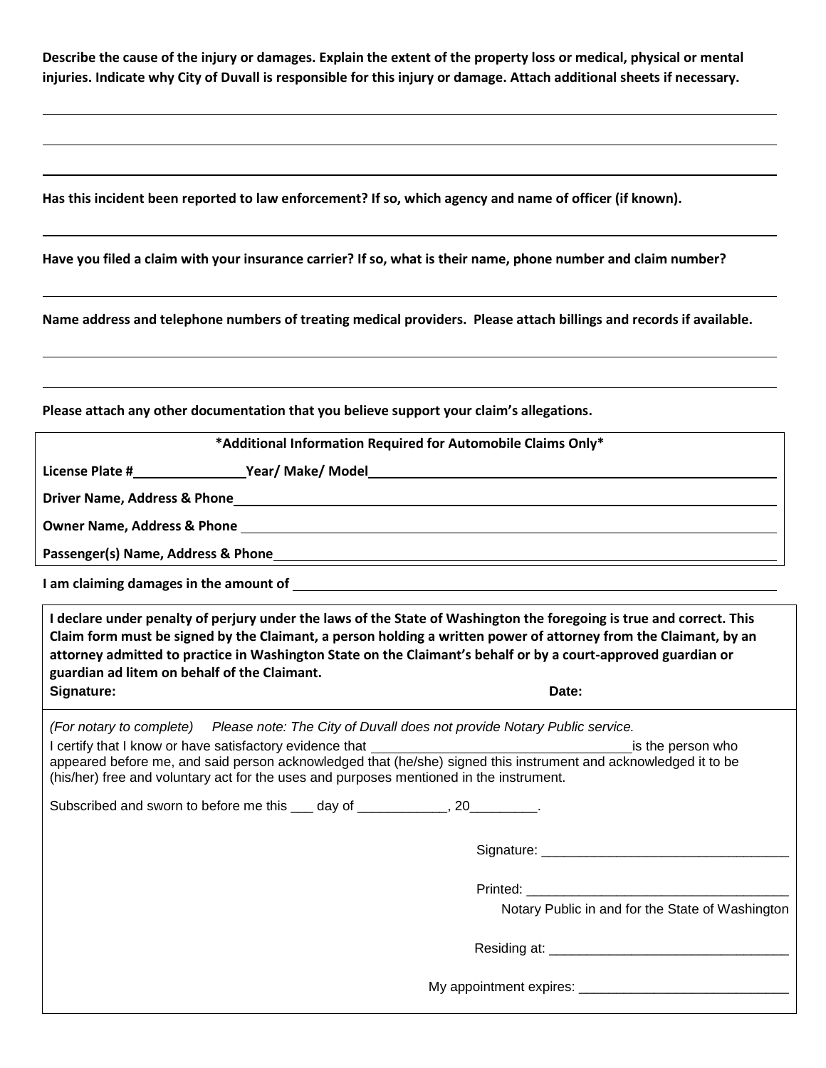**Describe the cause of the injury or damages. Explain the extent of the property loss or medical, physical or mental injuries. Indicate why City of Duvall is responsible for this injury or damage. Attach additional sheets if necessary.**

**Has this incident been reported to law enforcement? If so, which agency and name of officer (if known).**

**Have you filed a claim with your insurance carrier? If so, what is their name, phone number and claim number?**

**Name address and telephone numbers of treating medical providers. Please attach billings and records if available.**

**Please attach any other documentation that you believe support your claim's allegations.**

**\*Additional Information Required for Automobile Claims Only\***

**License Plate #** \_\_\_\_\_\_\_\_\_\_\_\_\_\_\_ **Year/ Make/ Model** \_\_\_\_\_\_\_\_\_\_\_\_\_\_\_\_\_\_\_\_\_\_\_\_\_\_\_\_\_\_\_\_\_\_\_\_\_\_\_\_

**Driver Name, Address & Phone** \_\_\_\_\_\_\_\_\_\_\_\_\_\_\_\_\_\_\_\_\_\_\_\_\_\_\_\_\_\_\_\_\_\_\_\_\_\_\_\_\_\_\_\_\_\_\_\_\_\_\_\_\_\_

**Owner Name, Address & Phone** \_\_\_\_\_\_\_\_\_\_\_\_\_\_\_\_\_\_\_\_\_\_\_\_\_\_\_\_\_\_\_\_\_\_\_\_\_\_\_\_\_\_\_\_\_\_\_\_\_\_\_\_\_\_

**Passenger(s) Name, Address & Phone** \_\_\_\_\_\_\_\_\_\_\_\_\_\_\_\_\_\_\_\_\_\_\_\_\_\_\_\_\_\_\_\_\_\_\_\_\_\_\_\_\_\_\_\_\_\_\_\_

**I am claiming damages in the amount of** \_\_\_\_\_\_\_\_\_\_\_\_\_\_\_\_\_\_\_\_\_\_\_\_\_\_\_\_\_\_\_\_\_\_\_\_\_\_\_\_\_\_\_\_\_\_\_\_

**I declare under penalty of perjury under the laws of the State of Washington the foregoing is true and correct. This Claim form must be signed by the Claimant, a person holding a written power of attorney from the Claimant, by an attorney admitted to practice in Washington State on the Claimant's behalf or by a court-approved guardian or guardian ad litem on behalf of the Claimant.**

**Signature:** **Date:**

*(For notary to complete)* *Please note: The City of Duvall does not provide Notary Public service.*

I certify that I know or have satisfactory evidence that \_\_\_\_\_\_\_\_\_\_\_\_\_\_\_\_\_\_\_\_\_\_\_\_\_\_\_\_\_\_\_\_\_\_is the person who appeared before me, and said person acknowledged that (he/she) signed this instrument and acknowledged it to be (his/her) free and voluntary act for the uses and purposes mentioned in the instrument.

Subscribed and sworn to before me this \_\_\_ day of \_\_\_\_\_\_\_\_\_\_\_\_, 20\_\_\_\_\_\_\_\_\_.

Signature: \_\_\_\_\_\_\_\_\_\_\_\_\_\_\_\_\_\_\_\_\_\_\_\_\_\_\_\_\_\_\_\_\_\_

Printed: \_\_\_\_\_\_\_\_\_\_\_\_\_\_\_\_\_\_\_\_\_\_\_\_\_\_\_\_\_\_\_\_\_\_\_\_

Notary Public in and for the State of Washington

Residing at: \_\_\_\_\_\_\_\_\_\_\_\_\_\_\_\_\_\_\_\_\_\_\_\_\_\_\_\_\_\_\_\_\_

My appointment expires: \_\_\_\_\_\_\_\_\_\_\_\_\_\_\_\_\_\_\_\_\_\_\_\_\_\_\_\_\_